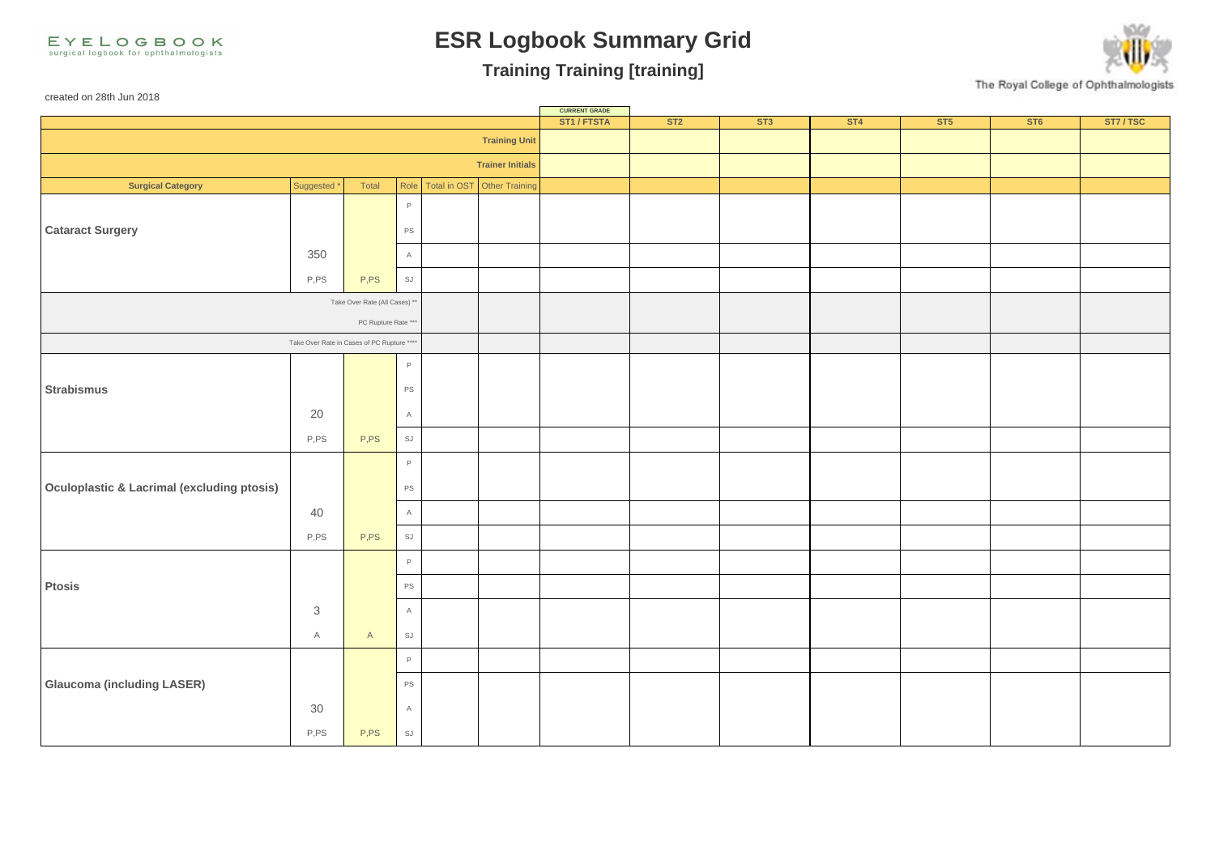EYELOGBOOK
surgical logbook for ophthalmologists

# ESR Logbook Summary Grid

## Training Training [training]

The Royal College of Ophthalmologists

created on 28th Jun 2018

| | | | | | | CURRENT GRADE ST1 / FTSTA | ST2 | ST3 | ST4 | ST5 | ST6 | ST7 / TSC |
|---|---|---|---|---|---|---|---|---|---|---|---|---|
| | | | | | **Training Unit** | | | | | | | |
| | | | | | **Trainer Initials** | | | | | | | |
| **Surgical Category** | Suggested * | Total | Role | Total in OST | Other Training | | | | | | | |
| **Cataract Surgery** | | | P | | | | | | | | | |
| | | | PS | | | | | | | | | |
| | 350 | | A | | | | | | | | | |
| | P,PS | P,PS | SJ | | | | | | | | | |
| Take Over Rate (All Cases) ** | | | | | | | | | | | | |
| PC Rupture Rate *** | | | | | | | | | | | | |
| Take Over Rate in Cases of PC Rupture **** | | | | | | | | | | | | |
| **Strabismus** | | | P | | | | | | | | | |
| | | | PS | | | | | | | | | |
| | 20 | | A | | | | | | | | | |
| | P,PS | P,PS | SJ | | | | | | | | | |
| **Oculoplastic & Lacrimal (excluding ptosis)** | | | P | | | | | | | | | |
| | | | PS | | | | | | | | | |
| | 40 | | A | | | | | | | | | |
| | P,PS | P,PS | SJ | | | | | | | | | |
| **Ptosis** | | | P | | | | | | | | | |
| | | | PS | | | | | | | | | |
| | 3 | | A | | | | | | | | | |
| | A | A | SJ | | | | | | | | | |
| **Glaucoma (including LASER)** | | | P | | | | | | | | | |
| | | | PS | | | | | | | | | |
| | 30 | | A | | | | | | | | | |
| | P,PS | P,PS | SJ | | | | | | | | | |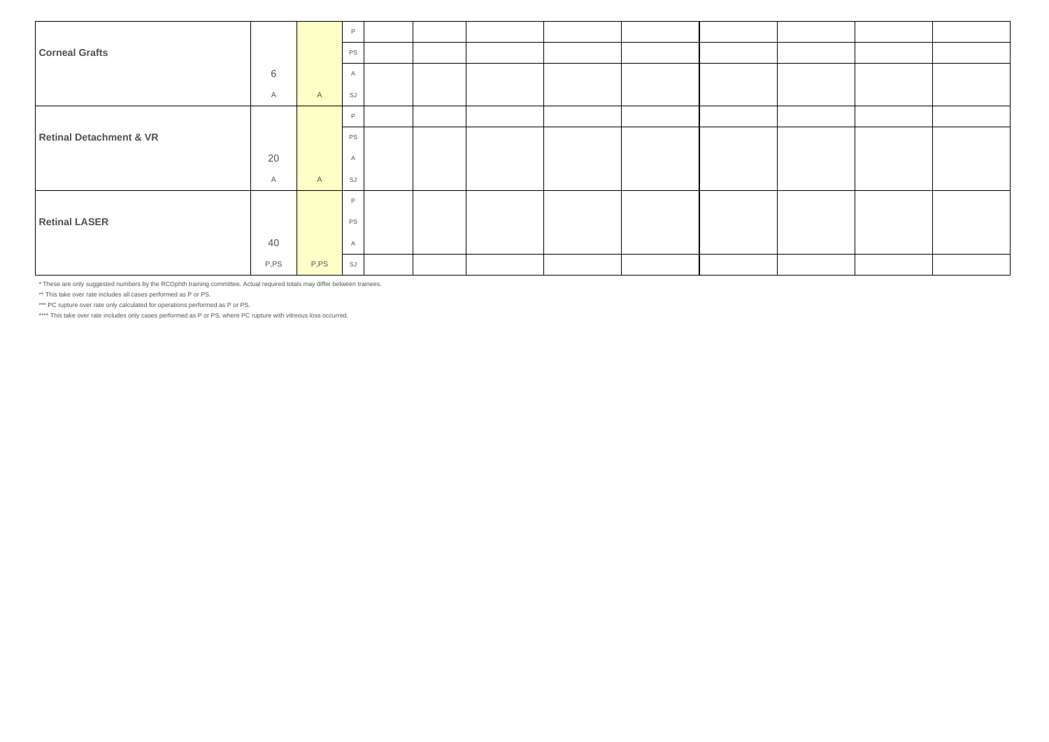| | | | | | | | | | | | | |
|---|---|---|---|---|---|---|---|---|---|---|---|---|
| **Corneal Grafts** | | | P | | | | | | | | | |
| | | | PS | | | | | | | | | |
| | 6 | | A | | | | | | | | | |
| | A | A | SJ | | | | | | | | | |
| **Retinal Detachment & VR** | | | P | | | | | | | | | |
| | | | PS | | | | | | | | | |
| | 20 | | A | | | | | | | | | |
| | A | A | SJ | | | | | | | | | |
| **Retinal LASER** | | | P | | | | | | | | | |
| | | | PS | | | | | | | | | |
| | 40 | | A | | | | | | | | | |
| | P,PS | P,PS | SJ | | | | | | | | | |

* These are only suggested numbers by the RCOphth training committee. Actual required totals may differ between trainees.

** This take over rate includes all cases performed as P or PS.

*** PC rupture over rate only calculated for operations performed as P or PS.

**** This take over rate includes only cases performed as P or PS, where PC rupture with vitreous loss occurred.